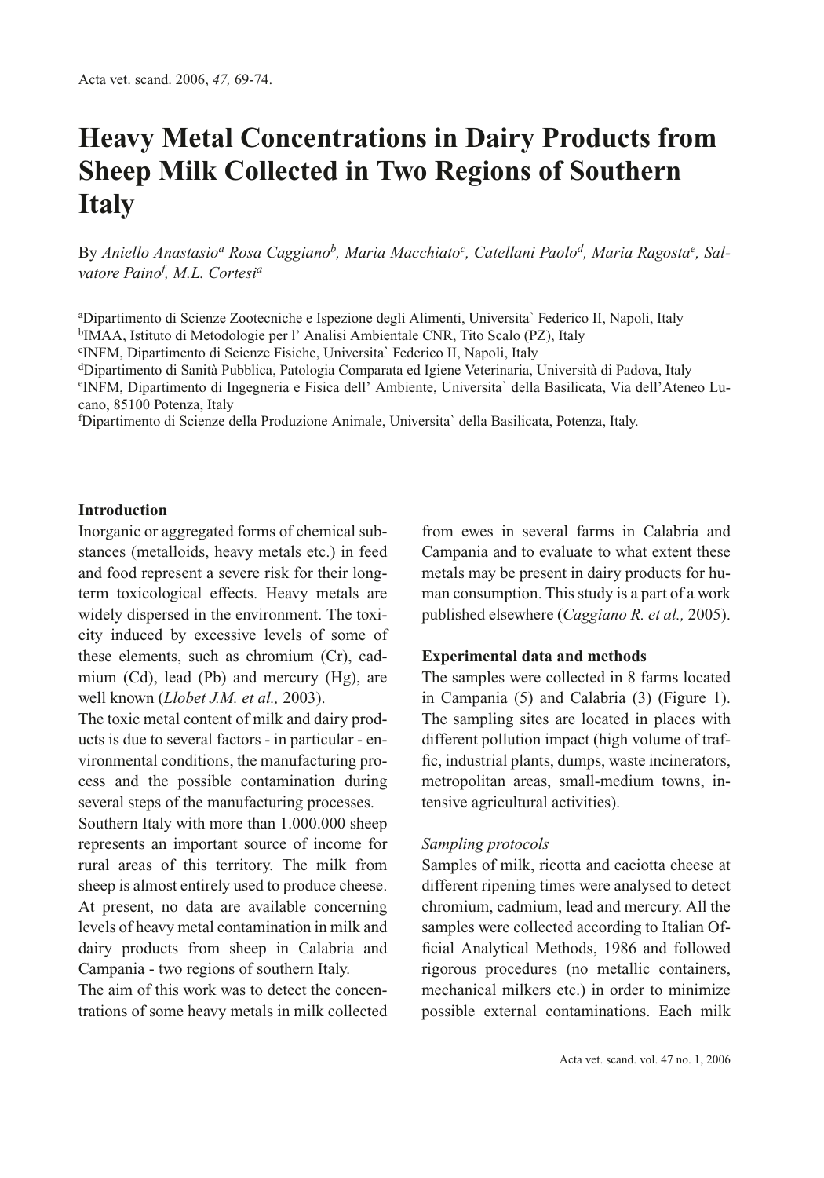# Heavy Metal Concentrations in Dairy Products from Sheep Milk Collected in Two Regions of Southern Italy

By *Aniello Anastasio*[a] *Rosa Caggiano*[b], *Maria Macchiato*[c], *Catellani Paolo*[d], *Maria Ragosta*[e], *Salvatore Paino*[f], *M.L. Cortesi*[a]

[a]Dipartimento di Scienze Zootecniche e Ispezione degli Alimenti, Universita` Federico II, Napoli, Italy
[b]IMAA, Istituto di Metodologie per l' Analisi Ambientale CNR, Tito Scalo (PZ), Italy
[c]INFM, Dipartimento di Scienze Fisiche, Universita` Federico II, Napoli, Italy
[d]Dipartimento di Sanità Pubblica, Patologia Comparata ed Igiene Veterinaria, Università di Padova, Italy
[e]INFM, Dipartimento di Ingegneria e Fisica dell' Ambiente, Universita` della Basilicata, Via dell'Ateneo Lucano, 85100 Potenza, Italy
[f]Dipartimento di Scienze della Produzione Animale, Universita` della Basilicata, Potenza, Italy.

## Introduction

Inorganic or aggregated forms of chemical substances (metalloids, heavy metals etc.) in feed and food represent a severe risk for their long-term toxicological effects. Heavy metals are widely dispersed in the environment. The toxicity induced by excessive levels of some of these elements, such as chromium (Cr), cadmium (Cd), lead (Pb) and mercury (Hg), are well known (*Llobet J.M. et al.,* 2003).

The toxic metal content of milk and dairy products is due to several factors - in particular - environmental conditions, the manufacturing process and the possible contamination during several steps of the manufacturing processes.

Southern Italy with more than 1.000.000 sheep represents an important source of income for rural areas of this territory. The milk from sheep is almost entirely used to produce cheese. At present, no data are available concerning levels of heavy metal contamination in milk and dairy products from sheep in Calabria and Campania - two regions of southern Italy.

The aim of this work was to detect the concentrations of some heavy metals in milk collected from ewes in several farms in Calabria and Campania and to evaluate to what extent these metals may be present in dairy products for human consumption. This study is a part of a work published elsewhere (*Caggiano R. et al.,* 2005).

## Experimental data and methods

The samples were collected in 8 farms located in Campania (5) and Calabria (3) (Figure 1). The sampling sites are located in places with different pollution impact (high volume of traffic, industrial plants, dumps, waste incinerators, metropolitan areas, small-medium towns, intensive agricultural activities).

### *Sampling protocols*

Samples of milk, ricotta and caciotta cheese at different ripening times were analysed to detect chromium, cadmium, lead and mercury. All the samples were collected according to Italian Official Analytical Methods, 1986 and followed rigorous procedures (no metallic containers, mechanical milkers etc.) in order to minimize possible external contaminations. Each milk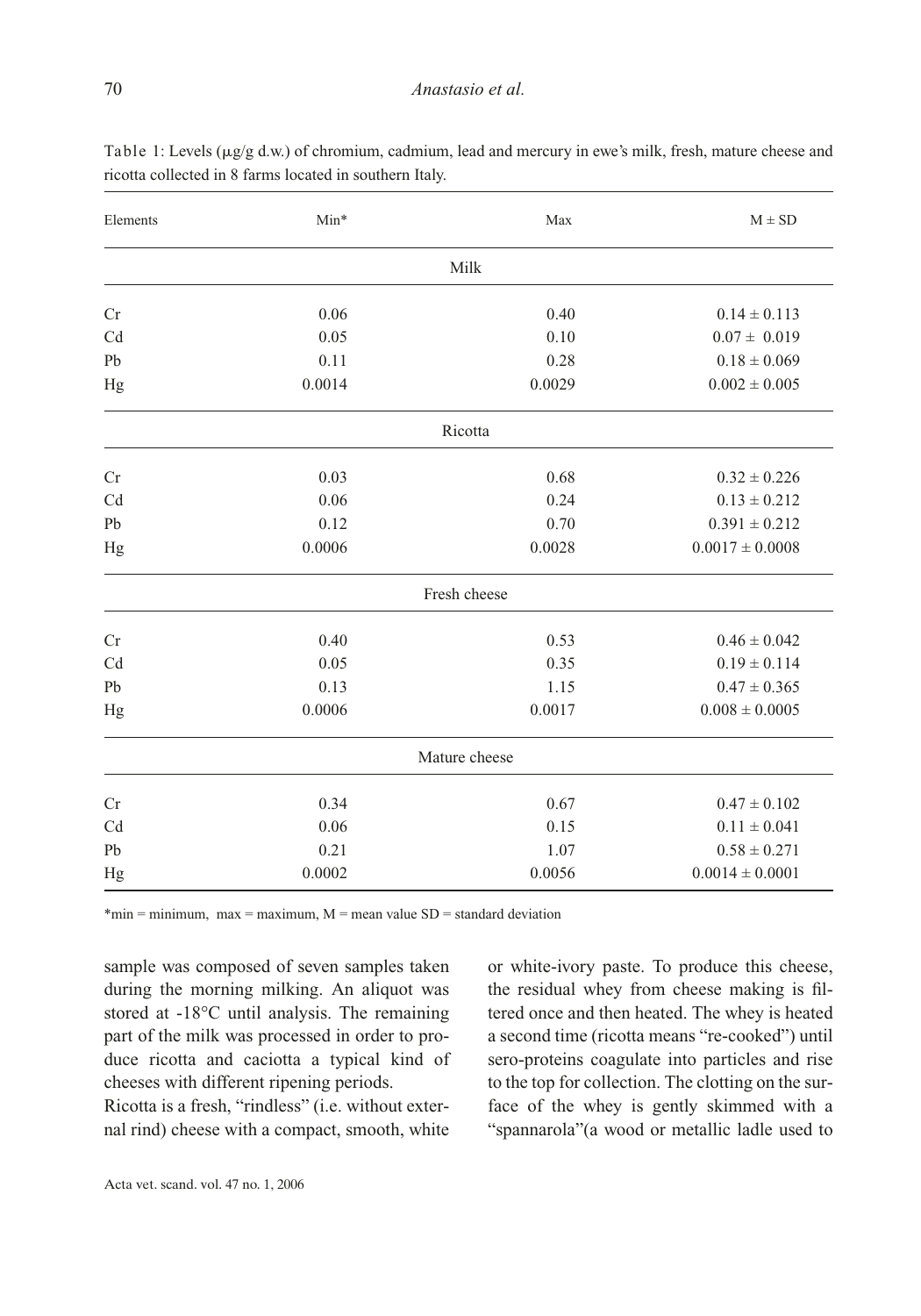Table 1: Levels (μg/g d.w.) of chromium, cadmium, lead and mercury in ewe's milk, fresh, mature cheese and ricotta collected in 8 farms located in southern Italy.

| Elements | Min* | Max | M ± SD |
|---|---|---|---|
| **Milk** | | | |
| Cr | 0.06 | 0.40 | 0.14 ± 0.113 |
| Cd | 0.05 | 0.10 | 0.07 ± 0.019 |
| Pb | 0.11 | 0.28 | 0.18 ± 0.069 |
| Hg | 0.0014 | 0.0029 | 0.002 ± 0.005 |
| **Ricotta** | | | |
| Cr | 0.03 | 0.68 | 0.32 ± 0.226 |
| Cd | 0.06 | 0.24 | 0.13 ± 0.212 |
| Pb | 0.12 | 0.70 | 0.391 ± 0.212 |
| Hg | 0.0006 | 0.0028 | 0.0017 ± 0.0008 |
| **Fresh cheese** | | | |
| Cr | 0.40 | 0.53 | 0.46 ± 0.042 |
| Cd | 0.05 | 0.35 | 0.19 ± 0.114 |
| Pb | 0.13 | 1.15 | 0.47 ± 0.365 |
| Hg | 0.0006 | 0.0017 | 0.008 ± 0.0005 |
| **Mature cheese** | | | |
| Cr | 0.34 | 0.67 | 0.47 ± 0.102 |
| Cd | 0.06 | 0.15 | 0.11 ± 0.041 |
| Pb | 0.21 | 1.07 | 0.58 ± 0.271 |
| Hg | 0.0002 | 0.0056 | 0.0014 ± 0.0001 |

*min = minimum, max = maximum, M = mean value SD = standard deviation

sample was composed of seven samples taken during the morning milking. An aliquot was stored at -18°C until analysis. The remaining part of the milk was processed in order to produce ricotta and caciotta a typical kind of cheeses with different ripening periods.

Ricotta is a fresh, "rindless" (i.e. without external rind) cheese with a compact, smooth, white or white-ivory paste. To produce this cheese, the residual whey from cheese making is filtered once and then heated. The whey is heated a second time (ricotta means "re-cooked") until sero-proteins coagulate into particles and rise to the top for collection. The clotting on the surface of the whey is gently skimmed with a "spannarola"(a wood or metallic ladle used to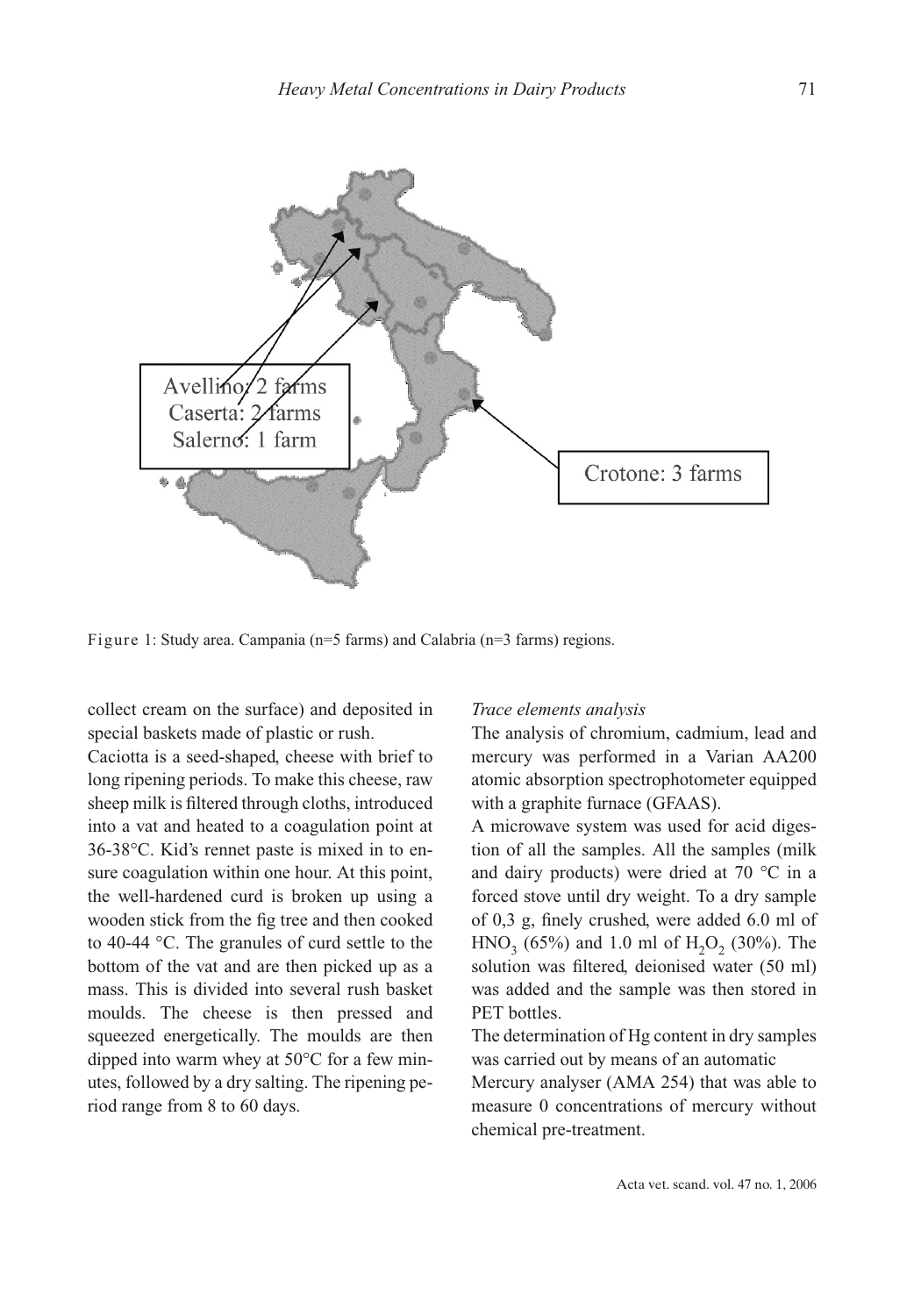Avellino: 2 farms
Caserta: 2 farms
Salerno: 1 farm

Crotone: 3 farms

Figure 1: Study area. Campania (n=5 farms) and Calabria (n=3 farms) regions.

collect cream on the surface) and deposited in special baskets made of plastic or rush.

Caciotta is a seed-shaped, cheese with brief to long ripening periods. To make this cheese, raw sheep milk is filtered through cloths, introduced into a vat and heated to a coagulation point at 36-38°C. Kid's rennet paste is mixed in to ensure coagulation within one hour. At this point, the well-hardened curd is broken up using a wooden stick from the fig tree and then cooked to 40-44 °C. The granules of curd settle to the bottom of the vat and are then picked up as a mass. This is divided into several rush basket moulds. The cheese is then pressed and squeezed energetically. The moulds are then dipped into warm whey at 50°C for a few minutes, followed by a dry salting. The ripening period range from 8 to 60 days.

*Trace elements analysis*

The analysis of chromium, cadmium, lead and mercury was performed in a Varian AA200 atomic absorption spectrophotometer equipped with a graphite furnace (GFAAS).

A microwave system was used for acid digestion of all the samples. All the samples (milk and dairy products) were dried at 70 °C in a forced stove until dry weight. To a dry sample of 0,3 g, finely crushed, were added 6.0 ml of $HNO_3$ (65%) and 1.0 ml of $H_2O_2$ (30%). The solution was filtered, deionised water (50 ml) was added and the sample was then stored in PET bottles.

The determination of Hg content in dry samples was carried out by means of an automatic Mercury analyser (AMA 254) that was able to measure 0 concentrations of mercury without chemical pre-treatment.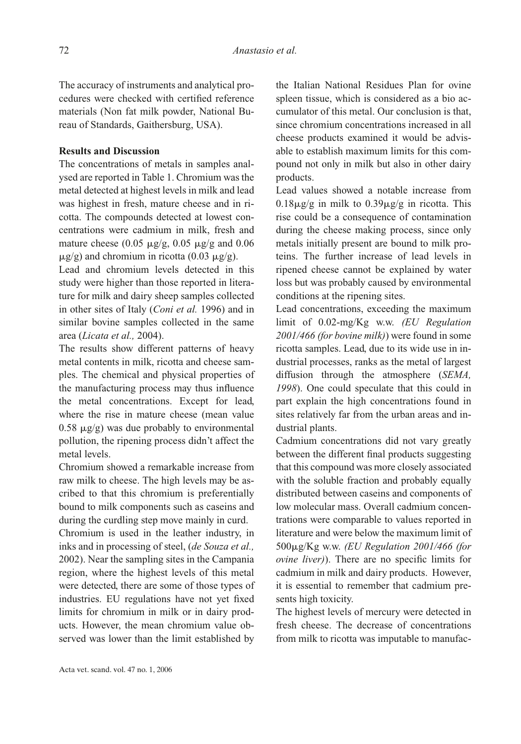The accuracy of instruments and analytical procedures were checked with certified reference materials (Non fat milk powder, National Bureau of Standards, Gaithersburg, USA).

## Results and Discussion

The concentrations of metals in samples analysed are reported in Table 1. Chromium was the metal detected at highest levels in milk and lead was highest in fresh, mature cheese and in ricotta. The compounds detected at lowest concentrations were cadmium in milk, fresh and mature cheese (0.05 μg/g, 0.05 μg/g and 0.06 μg/g) and chromium in ricotta (0.03 μg/g).

Lead and chromium levels detected in this study were higher than those reported in literature for milk and dairy sheep samples collected in other sites of Italy (*Coni et al.* 1996) and in similar bovine samples collected in the same area (*Licata et al.,* 2004).

The results show different patterns of heavy metal contents in milk, ricotta and cheese samples. The chemical and physical properties of the manufacturing process may thus influence the metal concentrations. Except for lead, where the rise in mature cheese (mean value 0.58 μg/g) was due probably to environmental pollution, the ripening process didn't affect the metal levels.

Chromium showed a remarkable increase from raw milk to cheese. The high levels may be ascribed to that this chromium is preferentially bound to milk components such as caseins and during the curdling step move mainly in curd.

Chromium is used in the leather industry, in inks and in processing of steel, (*de Souza et al.,* 2002). Near the sampling sites in the Campania region, where the highest levels of this metal were detected, there are some of those types of industries. EU regulations have not yet fixed limits for chromium in milk or in dairy products. However, the mean chromium value observed was lower than the limit established by the Italian National Residues Plan for ovine spleen tissue, which is considered as a bio accumulator of this metal. Our conclusion is that, since chromium concentrations increased in all cheese products examined it would be advisable to establish maximum limits for this compound not only in milk but also in other dairy products.

Lead values showed a notable increase from 0.18μg/g in milk to 0.39μg/g in ricotta. This rise could be a consequence of contamination during the cheese making process, since only metals initially present are bound to milk proteins. The further increase of lead levels in ripened cheese cannot be explained by water loss but was probably caused by environmental conditions at the ripening sites.

Lead concentrations, exceeding the maximum limit of 0.02-mg/Kg w.w. *(EU Regulation 2001/466 (for bovine milk)*) were found in some ricotta samples. Lead, due to its wide use in industrial processes, ranks as the metal of largest diffusion through the atmosphere (*SEMA, 1998*). One could speculate that this could in part explain the high concentrations found in sites relatively far from the urban areas and industrial plants.

Cadmium concentrations did not vary greatly between the different final products suggesting that this compound was more closely associated with the soluble fraction and probably equally distributed between caseins and components of low molecular mass. Overall cadmium concentrations were comparable to values reported in literature and were below the maximum limit of 500μg/Kg w.w. *(EU Regulation 2001/466 (for ovine liver)*). There are no specific limits for cadmium in milk and dairy products. However, it is essential to remember that cadmium presents high toxicity.

The highest levels of mercury were detected in fresh cheese. The decrease of concentrations from milk to ricotta was imputable to manufac-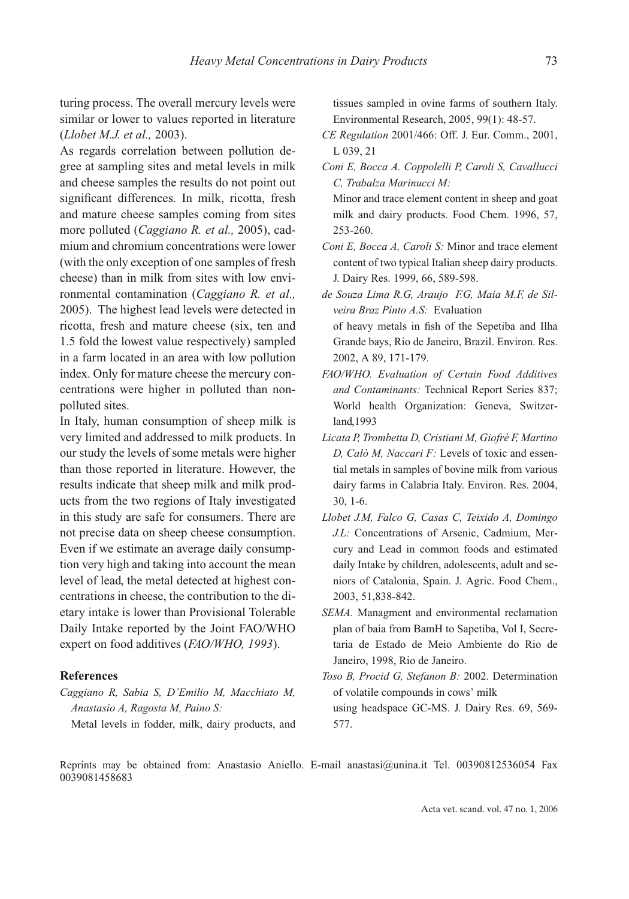turing process. The overall mercury levels were similar or lower to values reported in literature (*Llobet M.J. et al.,* 2003).

As regards correlation between pollution degree at sampling sites and metal levels in milk and cheese samples the results do not point out significant differences. In milk, ricotta, fresh and mature cheese samples coming from sites more polluted (*Caggiano R. et al.,* 2005), cadmium and chromium concentrations were lower (with the only exception of one samples of fresh cheese) than in milk from sites with low environmental contamination (*Caggiano R. et al.,* 2005). The highest lead levels were detected in ricotta, fresh and mature cheese (six, ten and 1.5 fold the lowest value respectively) sampled in a farm located in an area with low pollution index. Only for mature cheese the mercury concentrations were higher in polluted than nonpolluted sites.

In Italy, human consumption of sheep milk is very limited and addressed to milk products. In our study the levels of some metals were higher than those reported in literature. However, the results indicate that sheep milk and milk products from the two regions of Italy investigated in this study are safe for consumers. There are not precise data on sheep cheese consumption. Even if we estimate an average daily consumption very high and taking into account the mean level of lead, the metal detected at highest concentrations in cheese, the contribution to the dietary intake is lower than Provisional Tolerable Daily Intake reported by the Joint FAO/WHO expert on food additives (*FAO/WHO, 1993*).

## References

*Caggiano R, Sabia S, D'Emilio M, Macchiato M, Anastasio A, Ragosta M, Paino S:* Metal levels in fodder, milk, dairy products, and tissues sampled in ovine farms of southern Italy. Environmental Research, 2005, 99(1): 48-57.

*CE Regulation* 2001/466: Off. J. Eur. Comm., 2001, L 039, 21

*Coni E, Bocca A. Coppolelli P, Caroli S, Cavallucci C, Trabalza Marinucci M:* Minor and trace element content in sheep and goat milk and dairy products. Food Chem. 1996, 57, 253-260.

*Coni E, Bocca A, Caroli S:* Minor and trace element content of two typical Italian sheep dairy products. J. Dairy Res. 1999, 66, 589-598.

*de Souza Lima R.G, Araujo F.G, Maia M.F, de Silveira Braz Pinto A.S:* Evaluation of heavy metals in fish of the Sepetiba and Ilha Grande bays, Rio de Janeiro, Brazil. Environ. Res. 2002, A 89, 171-179.

*FAO/WHO. Evaluation of Certain Food Additives and Contaminants:* Technical Report Series 837; World health Organization: Geneva, Switzerland,1993

*Licata P, Trombetta D, Cristiani M, Giofrè F, Martino D, Calò M, Naccari F:* Levels of toxic and essential metals in samples of bovine milk from various dairy farms in Calabria Italy. Environ. Res. 2004, 30, 1-6.

*Llobet J.M, Falco G, Casas C, Teixido A, Domingo J.L:* Concentrations of Arsenic, Cadmium, Mercury and Lead in common foods and estimated daily Intake by children, adolescents, adult and seniors of Catalonia, Spain. J. Agric. Food Chem., 2003, 51,838-842.

*SEMA.* Managment and environmental reclamation plan of baia from BamH to Sapetiba, Vol I, Secretaria de Estado de Meio Ambiente do Rio de Janeiro, 1998, Rio de Janeiro.

*Toso B, Procid G, Stefanon B:* 2002. Determination of volatile compounds in cows' milk using headspace GC-MS. J. Dairy Res. 69, 569-577.

Reprints may be obtained from: Anastasio Aniello. E-mail anastasi@unina.it Tel. 00390812536054 Fax 0039081458683